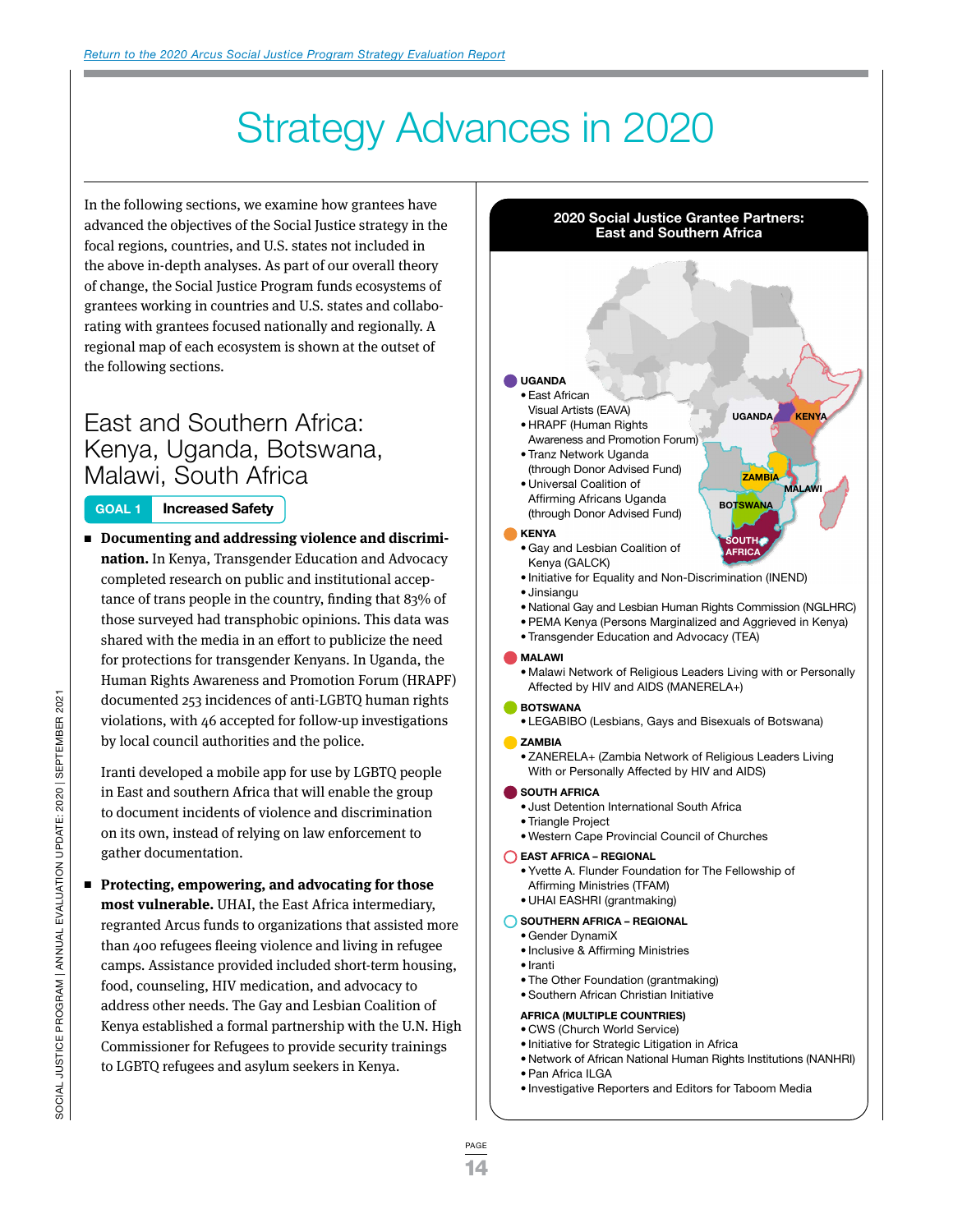Return to the 2020 Arcus Social Justice Program Strategy Evaluation Report

# Strategy Advances in 2020

In the following sections, we examine how grantees have advanced the objectives of the Social Justice strategy in the focal regions, countries, and U.S. states not included in the above in-depth analyses. As part of our overall theory of change, the Social Justice Program funds ecosystems of grantees working in countries and U.S. states and collaborating with grantees focused nationally and regionally. A regional map of each ecosystem is shown at the outset of the following sections.

## East and Southern Africa: Kenya, Uganda, Botswana, Malawi, South Africa

**GOAL 1** Increased Safety

- **Documenting and addressing violence and discrimination.** In Kenya, Transgender Education and Advocacy completed research on public and institutional acceptance of trans people in the country, finding that 83% of those surveyed had transphobic opinions. This data was shared with the media in an effort to publicize the need for protections for transgender Kenyans. In Uganda, the Human Rights Awareness and Promotion Forum (HRAPF) documented 253 incidences of anti-LGBTQ human rights violations, with 46 accepted for follow-up investigations by local council authorities and the police.

  Iranti developed a mobile app for use by LGBTQ people in East and southern Africa that will enable the group to document incidents of violence and discrimination on its own, instead of relying on law enforcement to gather documentation.

- **Protecting, empowering, and advocating for those most vulnerable.** UHAI, the East Africa intermediary, regranted Arcus funds to organizations that assisted more than 400 refugees fleeing violence and living in refugee camps. Assistance provided included short-term housing, food, counseling, HIV medication, and advocacy to address other needs. The Gay and Lesbian Coalition of Kenya established a formal partnership with the U.N. High Commissioner for Refugees to provide security trainings to LGBTQ refugees and asylum seekers in Kenya.

### 2020 Social Justice Grantee Partners: East and Southern Africa

**UGANDA**
- East African Visual Artists (EAVA)
- HRAPF (Human Rights Awareness and Promotion Forum)
- Tranz Network Uganda (through Donor Advised Fund)
- Universal Coalition of Affirming Africans Uganda (through Donor Advised Fund)

**KENYA**
- Gay and Lesbian Coalition of Kenya (GALCK)
- Initiative for Equality and Non-Discrimination (INEND)
- Jinsiangu
- National Gay and Lesbian Human Rights Commission (NGLHRC)
- PEMA Kenya (Persons Marginalized and Aggrieved in Kenya)
- Transgender Education and Advocacy (TEA)

**MALAWI**
- Malawi Network of Religious Leaders Living with or Personally Affected by HIV and AIDS (MANERELA+)

**BOTSWANA**
- LEGABIBO (Lesbians, Gays and Bisexuals of Botswana)

**ZAMBIA**
- ZANERELA+ (Zambia Network of Religious Leaders Living With or Personally Affected by HIV and AIDS)

**SOUTH AFRICA**
- Just Detention International South Africa
- Triangle Project
- Western Cape Provincial Council of Churches

**EAST AFRICA – REGIONAL**
- Yvette A. Flunder Foundation for The Fellowship of Affirming Ministries (TFAM)
- UHAI EASHRI (grantmaking)

**SOUTHERN AFRICA – REGIONAL**
- Gender DynamiX
- Inclusive & Affirming Ministries
- Iranti
- The Other Foundation (grantmaking)
- Southern African Christian Initiative

**AFRICA (MULTIPLE COUNTRIES)**
- CWS (Church World Service)
- Initiative for Strategic Litigation in Africa
- Network of African National Human Rights Institutions (NANHRI)
- Pan Africa ILGA
- Investigative Reporters and Editors for Taboom Media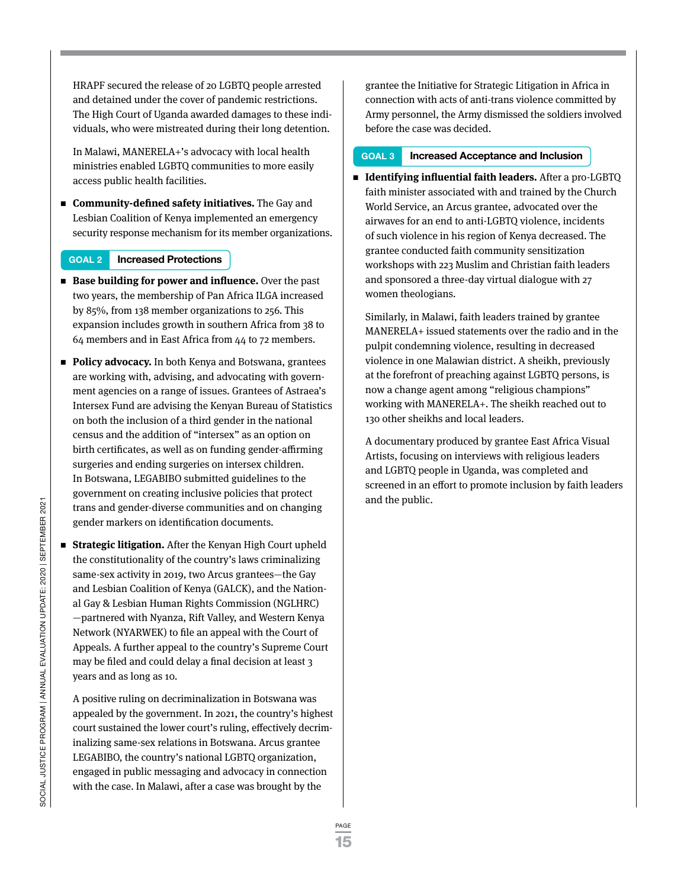HRAPF secured the release of 20 LGBTQ people arrested and detained under the cover of pandemic restrictions. The High Court of Uganda awarded damages to these individuals, who were mistreated during their long detention.

In Malawi, MANERELA+'s advocacy with local health ministries enabled LGBTQ communities to more easily access public health facilities.

- **Community-defined safety initiatives.** The Gay and Lesbian Coalition of Kenya implemented an emergency security response mechanism for its member organizations.

## GOAL 2 Increased Protections

- **Base building for power and influence.** Over the past two years, the membership of Pan Africa ILGA increased by 85%, from 138 member organizations to 256. This expansion includes growth in southern Africa from 38 to 64 members and in East Africa from 44 to 72 members.

- **Policy advocacy.** In both Kenya and Botswana, grantees are working with, advising, and advocating with government agencies on a range of issues. Grantees of Astraea's Intersex Fund are advising the Kenyan Bureau of Statistics on both the inclusion of a third gender in the national census and the addition of "intersex" as an option on birth certificates, as well as on funding gender-affirming surgeries and ending surgeries on intersex children. In Botswana, LEGABIBO submitted guidelines to the government on creating inclusive policies that protect trans and gender-diverse communities and on changing gender markers on identification documents.

- **Strategic litigation.** After the Kenyan High Court upheld the constitutionality of the country's laws criminalizing same-sex activity in 2019, two Arcus grantees—the Gay and Lesbian Coalition of Kenya (GALCK), and the National Gay & Lesbian Human Rights Commission (NGLHRC)—partnered with Nyanza, Rift Valley, and Western Kenya Network (NYARWEK) to file an appeal with the Court of Appeals. A further appeal to the country's Supreme Court may be filed and could delay a final decision at least 3 years and as long as 10.

  A positive ruling on decriminalization in Botswana was appealed by the government. In 2021, the country's highest court sustained the lower court's ruling, effectively decriminalizing same-sex relations in Botswana. Arcus grantee LEGABIBO, the country's national LGBTQ organization, engaged in public messaging and advocacy in connection with the case. In Malawi, after a case was brought by the grantee the Initiative for Strategic Litigation in Africa in connection with acts of anti-trans violence committed by Army personnel, the Army dismissed the soldiers involved before the case was decided.

## GOAL 3 Increased Acceptance and Inclusion

- **Identifying influential faith leaders.** After a pro-LGBTQ faith minister associated with and trained by the Church World Service, an Arcus grantee, advocated over the airwaves for an end to anti-LGBTQ violence, incidents of such violence in his region of Kenya decreased. The grantee conducted faith community sensitization workshops with 223 Muslim and Christian faith leaders and sponsored a three-day virtual dialogue with 27 women theologians.

  Similarly, in Malawi, faith leaders trained by grantee MANERELA+ issued statements over the radio and in the pulpit condemning violence, resulting in decreased violence in one Malawian district. A sheikh, previously at the forefront of preaching against LGBTQ persons, is now a change agent among "religious champions" working with MANERELA+. The sheikh reached out to 130 other sheikhs and local leaders.

  A documentary produced by grantee East Africa Visual Artists, focusing on interviews with religious leaders and LGBTQ people in Uganda, was completed and screened in an effort to promote inclusion by faith leaders and the public.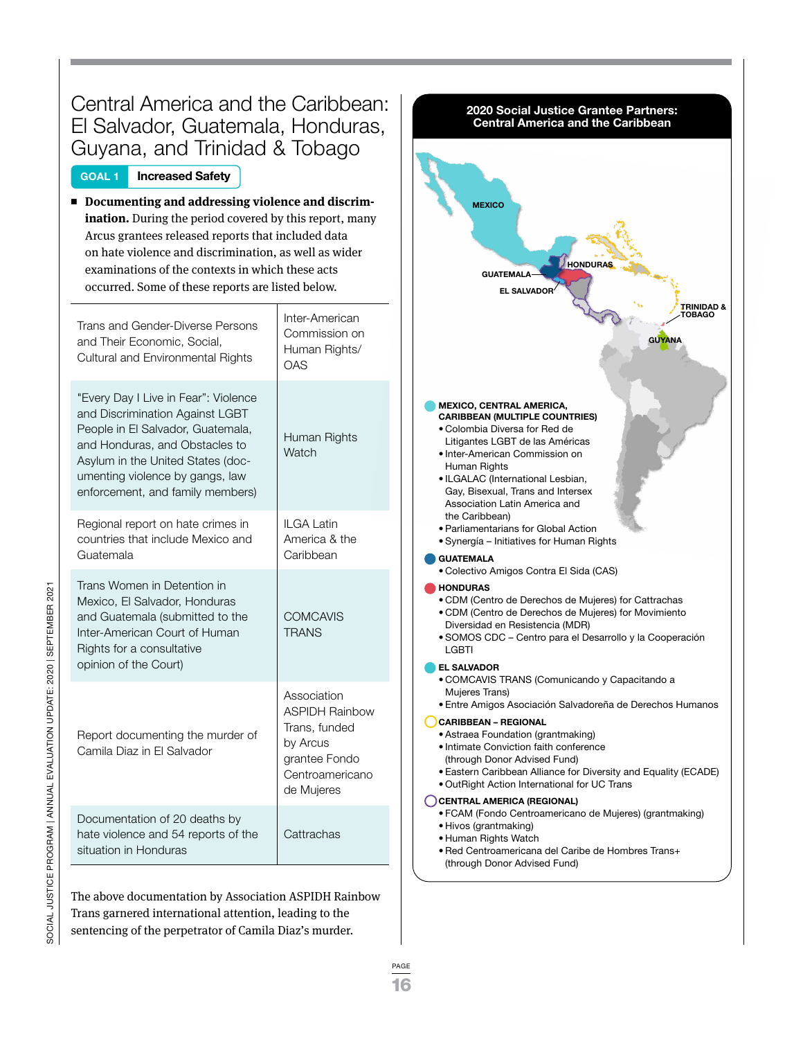# Central America and the Caribbean: El Salvador, Guatemala, Honduras, Guyana, and Trinidad & Tobago

**GOAL 1** **Increased Safety**

- **Documenting and addressing violence and discrimination.** During the period covered by this report, many Arcus grantees released reports that included data on hate violence and discrimination, as well as wider examinations of the contexts in which these acts occurred. Some of these reports are listed below.

| | |
|---|---|
| Trans and Gender-Diverse Persons and Their Economic, Social, Cultural and Environmental Rights | Inter-American Commission on Human Rights/ OAS |
| "Every Day I Live in Fear": Violence and Discrimination Against LGBT People in El Salvador, Guatemala, and Honduras, and Obstacles to Asylum in the United States (documenting violence by gangs, law enforcement, and family members) | Human Rights Watch |
| Regional report on hate crimes in countries that include Mexico and Guatemala | ILGA Latin America & the Caribbean |
| Trans Women in Detention in Mexico, El Salvador, Honduras and Guatemala (submitted to the Inter-American Court of Human Rights for a consultative opinion of the Court) | COMCAVIS TRANS |
| Report documenting the murder of Camila Diaz in El Salvador | Association ASPIDH Rainbow Trans, funded by Arcus grantee Fondo Centroamericano de Mujeres |
| Documentation of 20 deaths by hate violence and 54 reports of the situation in Honduras | Cattrachas |

The above documentation by Association ASPIDH Rainbow Trans garnered international attention, leading to the sentencing of the perpetrator of Camila Diaz's murder.

## 2020 Social Justice Grantee Partners: Central America and the Caribbean

MEXICO · GUATEMALA · HONDURAS · EL SALVADOR · TRINIDAD & TOBAGO · GUYANA

**MEXICO, CENTRAL AMERICA, CARIBBEAN (MULTIPLE COUNTRIES)**
- Colombia Diversa for Red de Litigantes LGBT de las Américas
- Inter-American Commission on Human Rights
- ILGALAC (International Lesbian, Gay, Bisexual, Trans and Intersex Association Latin America and the Caribbean)
- Parliamentarians for Global Action
- Synergía – Initiatives for Human Rights

**GUATEMALA**
- Colectivo Amigos Contra El Sida (CAS)

**HONDURAS**
- CDM (Centro de Derechos de Mujeres) for Cattrachas
- CDM (Centro de Derechos de Mujeres) for Movimiento Diversidad en Resistencia (MDR)
- SOMOS CDC – Centro para el Desarrollo y la Cooperación LGBTI

**EL SALVADOR**
- COMCAVIS TRANS (Comunicando y Capacitando a Mujeres Trans)
- Entre Amigos Asociación Salvadoreña de Derechos Humanos

**CARIBBEAN – REGIONAL**
- Astraea Foundation (grantmaking)
- Intimate Conviction faith conference (through Donor Advised Fund)
- Eastern Caribbean Alliance for Diversity and Equality (ECADE)
- OutRight Action International for UC Trans

**CENTRAL AMERICA (REGIONAL)**
- FCAM (Fondo Centroamericano de Mujeres) (grantmaking)
- Hivos (grantmaking)
- Human Rights Watch
- Red Centroamericana del Caribe de Hombres Trans+ (through Donor Advised Fund)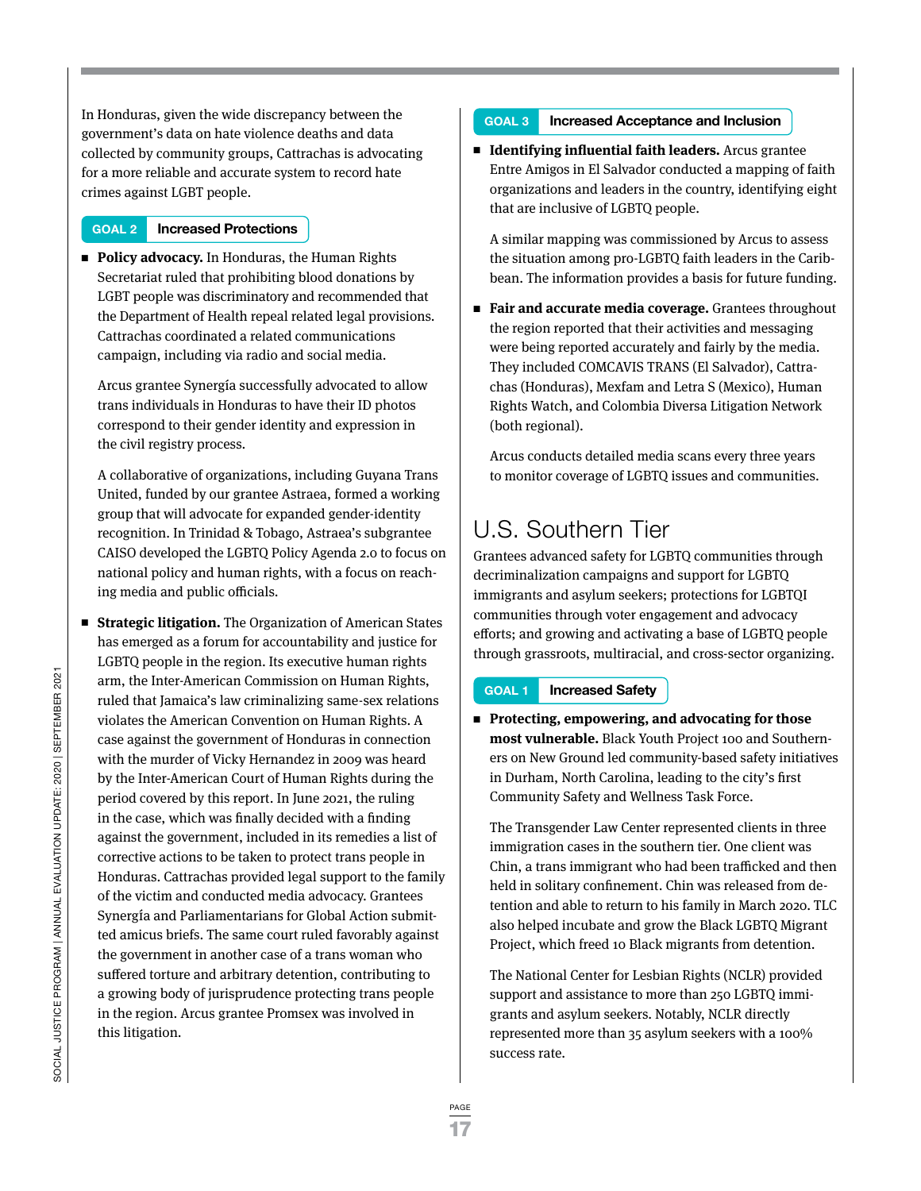In Honduras, given the wide discrepancy between the government's data on hate violence deaths and data collected by community groups, Cattrachas is advocating for a more reliable and accurate system to record hate crimes against LGBT people.

**GOAL 2** **Increased Protections**

- **Policy advocacy.** In Honduras, the Human Rights Secretariat ruled that prohibiting blood donations by LGBT people was discriminatory and recommended that the Department of Health repeal related legal provisions. Cattrachas coordinated a related communications campaign, including via radio and social media.

  Arcus grantee Synergía successfully advocated to allow trans individuals in Honduras to have their ID photos correspond to their gender identity and expression in the civil registry process.

  A collaborative of organizations, including Guyana Trans United, funded by our grantee Astraea, formed a working group that will advocate for expanded gender-identity recognition. In Trinidad & Tobago, Astraea's subgrantee CAISO developed the LGBTQ Policy Agenda 2.0 to focus on national policy and human rights, with a focus on reaching media and public officials.

- **Strategic litigation.** The Organization of American States has emerged as a forum for accountability and justice for LGBTQ people in the region. Its executive human rights arm, the Inter-American Commission on Human Rights, ruled that Jamaica's law criminalizing same-sex relations violates the American Convention on Human Rights. A case against the government of Honduras in connection with the murder of Vicky Hernandez in 2009 was heard by the Inter-American Court of Human Rights during the period covered by this report. In June 2021, the ruling in the case, which was finally decided with a finding against the government, included in its remedies a list of corrective actions to be taken to protect trans people in Honduras. Cattrachas provided legal support to the family of the victim and conducted media advocacy. Grantees Synergía and Parliamentarians for Global Action submitted amicus briefs. The same court ruled favorably against the government in another case of a trans woman who suffered torture and arbitrary detention, contributing to a growing body of jurisprudence protecting trans people in the region. Arcus grantee Promsex was involved in this litigation.

**GOAL 3** **Increased Acceptance and Inclusion**

- **Identifying influential faith leaders.** Arcus grantee Entre Amigos in El Salvador conducted a mapping of faith organizations and leaders in the country, identifying eight that are inclusive of LGBTQ people.

  A similar mapping was commissioned by Arcus to assess the situation among pro-LGBTQ faith leaders in the Caribbean. The information provides a basis for future funding.

- **Fair and accurate media coverage.** Grantees throughout the region reported that their activities and messaging were being reported accurately and fairly by the media. They included COMCAVIS TRANS (El Salvador), Cattrachas (Honduras), Mexfam and Letra S (Mexico), Human Rights Watch, and Colombia Diversa Litigation Network (both regional).

  Arcus conducts detailed media scans every three years to monitor coverage of LGBTQ issues and communities.

## U.S. Southern Tier

Grantees advanced safety for LGBTQ communities through decriminalization campaigns and support for LGBTQ immigrants and asylum seekers; protections for LGBTQI communities through voter engagement and advocacy efforts; and growing and activating a base of LGBTQ people through grassroots, multiracial, and cross-sector organizing.

**GOAL 1** **Increased Safety**

- **Protecting, empowering, and advocating for those most vulnerable.** Black Youth Project 100 and Southerners on New Ground led community-based safety initiatives in Durham, North Carolina, leading to the city's first Community Safety and Wellness Task Force.

  The Transgender Law Center represented clients in three immigration cases in the southern tier. One client was Chin, a trans immigrant who had been trafficked and then held in solitary confinement. Chin was released from detention and able to return to his family in March 2020. TLC also helped incubate and grow the Black LGBTQ Migrant Project, which freed 10 Black migrants from detention.

  The National Center for Lesbian Rights (NCLR) provided support and assistance to more than 250 LGBTQ immigrants and asylum seekers. Notably, NCLR directly represented more than 35 asylum seekers with a 100% success rate.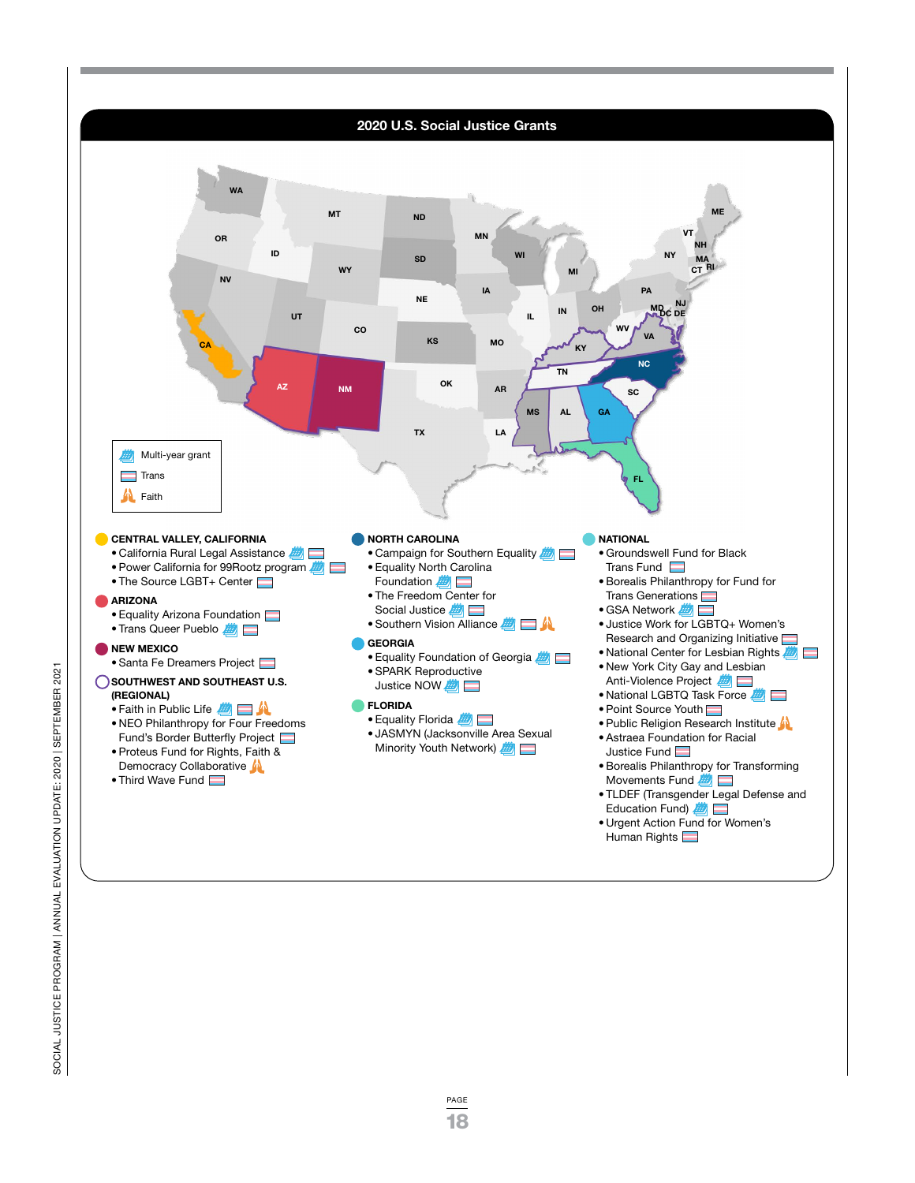## 2020 U.S. Social Justice Grants

Legend: Multi-year grant · Trans · Faith

**CENTRAL VALLEY, CALIFORNIA**

- California Rural Legal Assistance (Multi-year grant, Trans)
- Power California for 99Rootz program (Multi-year grant, Trans)
- The Source LGBT+ Center (Trans)

**ARIZONA**

- Equality Arizona Foundation (Trans)
- Trans Queer Pueblo (Multi-year grant, Trans)

**NEW MEXICO**

- Santa Fe Dreamers Project (Trans)

**SOUTHWEST AND SOUTHEAST U.S. (REGIONAL)**

- Faith in Public Life (Multi-year grant, Trans, Faith)
- NEO Philanthropy for Four Freedoms Fund's Border Butterfly Project (Trans)
- Proteus Fund for Rights, Faith & Democracy Collaborative (Faith)
- Third Wave Fund (Trans)

**NORTH CAROLINA**

- Campaign for Southern Equality (Multi-year grant, Trans)
- Equality North Carolina Foundation (Multi-year grant, Trans)
- The Freedom Center for Social Justice (Multi-year grant, Trans)
- Southern Vision Alliance (Multi-year grant, Trans, Faith)

**GEORGIA**

- Equality Foundation of Georgia (Multi-year grant, Trans)
- SPARK Reproductive Justice NOW (Multi-year grant, Trans)

**FLORIDA**

- Equality Florida (Multi-year grant, Trans)
- JASMYN (Jacksonville Area Sexual Minority Youth Network) (Multi-year grant, Trans)

**NATIONAL**

- Groundswell Fund for Black Trans Fund (Trans)
- Borealis Philanthropy for Fund for Trans Generations (Trans)
- GSA Network (Multi-year grant, Trans)
- Justice Work for LGBTQ+ Women's Research and Organizing Initiative (Trans)
- National Center for Lesbian Rights (Multi-year grant, Trans)
- New York City Gay and Lesbian Anti-Violence Project (Multi-year grant, Trans)
- National LGBTQ Task Force (Multi-year grant, Trans)
- Point Source Youth (Trans)
- Public Religion Research Institute (Faith)
- Astraea Foundation for Racial Justice Fund (Trans)
- Borealis Philanthropy for Transforming Movements Fund (Multi-year grant, Trans)
- TLDEF (Transgender Legal Defense and Education Fund) (Multi-year grant, Trans)
- Urgent Action Fund for Women's Human Rights (Trans)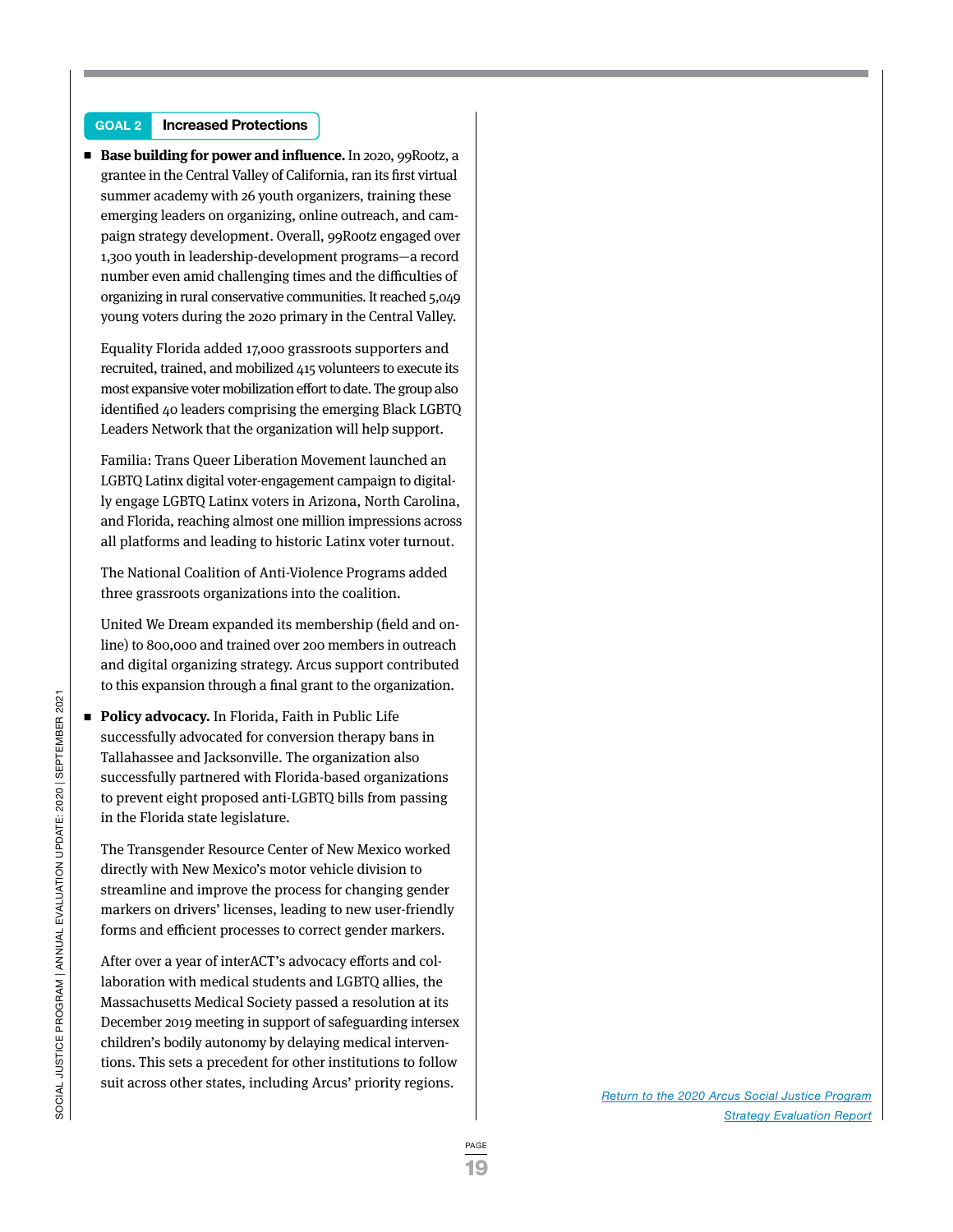**GOAL 2** Increased Protections

- **Base building for power and influence.** In 2020, 99Rootz, a grantee in the Central Valley of California, ran its first virtual summer academy with 26 youth organizers, training these emerging leaders on organizing, online outreach, and campaign strategy development. Overall, 99Rootz engaged over 1,300 youth in leadership-development programs—a record number even amid challenging times and the difficulties of organizing in rural conservative communities. It reached 5,049 young voters during the 2020 primary in the Central Valley.

  Equality Florida added 17,000 grassroots supporters and recruited, trained, and mobilized 415 volunteers to execute its most expansive voter mobilization effort to date. The group also identified 40 leaders comprising the emerging Black LGBTQ Leaders Network that the organization will help support.

  Familia: Trans Queer Liberation Movement launched an LGBTQ Latinx digital voter-engagement campaign to digitally engage LGBTQ Latinx voters in Arizona, North Carolina, and Florida, reaching almost one million impressions across all platforms and leading to historic Latinx voter turnout.

  The National Coalition of Anti-Violence Programs added three grassroots organizations into the coalition.

  United We Dream expanded its membership (field and online) to 800,000 and trained over 200 members in outreach and digital organizing strategy. Arcus support contributed to this expansion through a final grant to the organization.

- **Policy advocacy.** In Florida, Faith in Public Life successfully advocated for conversion therapy bans in Tallahassee and Jacksonville. The organization also successfully partnered with Florida-based organizations to prevent eight proposed anti-LGBTQ bills from passing in the Florida state legislature.

  The Transgender Resource Center of New Mexico worked directly with New Mexico's motor vehicle division to streamline and improve the process for changing gender markers on drivers' licenses, leading to new user-friendly forms and efficient processes to correct gender markers.

  After over a year of interACT's advocacy efforts and collaboration with medical students and LGBTQ allies, the Massachusetts Medical Society passed a resolution at its December 2019 meeting in support of safeguarding intersex children's bodily autonomy by delaying medical interventions. This sets a precedent for other institutions to follow suit across other states, including Arcus' priority regions.

*Return to the 2020 Arcus Social Justice Program Strategy Evaluation Report*